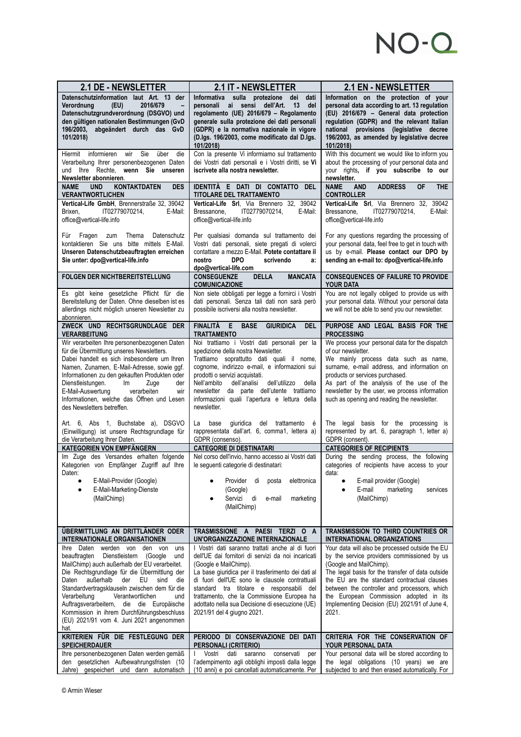NO-Q

| 2.1 DE - NEWSLETTER | 2.1 IT - NEWSLETTER | 2.1 EN - NEWSLETTER |
|---|---|---|
| **Datenschutzinformation laut Art. 13 der Verordnung (EU) 2016/679 – Datenschutzgrundverordnung (DSGVO) und den gültigen nationalen Bestimmungen (GvD 196/2003, abgeändert durch das GvD 101/2018)** | **Informativa sulla protezione dei dati personali ai sensi dell'Art. 13 del regolamento (UE) 2016/679 – Regolamento generale sulla protezione dei dati personali (GDPR) e la normativa nazionale in vigore (D.lgs. 196/2003, come modificato dal D.lgs. 101/2018)** | **Information on the protection of your personal data according to art. 13 regulation (EU) 2016/679 – General data protection regulation (GDPR) and the relevant Italian national provisions (legislative decree 196/2003, as amended by legislative decree 101/2018)** |
| Hiermit informieren wir Sie über die Verarbeitung Ihrer personenbezogenen Daten und Ihre Rechte, **wenn Sie unseren Newsletter abonnieren**. | Con la presente Vi informiamo sul trattamento dei Vostri dati personali e i Vostri diritti, se **Vi iscrivete alla nostra newsletter.** | With this document we would like to inform you about the processing of your personal data and your rights**, if you subscribe to our newsletter.** |
| **NAME UND KONTAKTDATEN DES VERANTWORTLICHEN** | **IDENTITÀ E DATI DI CONTATTO DEL TITOLARE DEL TRATTAMENTO** | **NAME AND ADDRESS OF THE CONTROLLER** |
| **Vertical-Life GmbH**, Brennerstraße 32, 39042 Brixen, IT02779070214, E-Mail: office@vertical-life.info<br><br>Für Fragen zum Thema Datenschutz kontaktieren Sie uns bitte mittels E-Mail. **Unseren Datenschutzbeauftragten erreichen Sie unter: dpo@vertical-life.info** | **Vertical-Life Srl**, Via Brennero 32, 39042 Bressanone, IT02779070214, E-Mail: office@vertical-life.info<br><br>Per qualsiasi domanda sul trattamento dei Vostri dati personali, siete pregati di volerci contattare a mezzo E-Mail. **Potete contattare il nostro DPO scrivendo a: dpo@vertical-life.com** | **Vertical-Life Srl**, Via Brennero 32, 39042 Bressanone, IT02779070214, E-Mail: office@vertical-life.info<br><br>For any questions regarding the processing of your personal data, feel free to get in touch with us by e-mail. **Please contact our DPO by sending an e-mail to: dpo@vertical-life.info** |
| **FOLGEN DER NICHTBEREITSTELLUNG** | **CONSEGUENZE DELLA MANCATA COMUNICAZIONE** | **CONSEQUENCES OF FAILURE TO PROVIDE YOUR DATA** |
| Es gibt keine gesetzliche Pflicht für die Bereitstellung der Daten. Ohne dieselben ist es allerdings nicht möglich unseren Newsletter zu abonnieren. | Non siete obbligati per legge a fornirci i Vostri dati personali. Senza tali dati non sarà però possibile iscriversi alla nostra newsletter. | You are not legally obliged to provide us with your personal data. Without your personal data we will not be able to send you our newsletter. |
| **ZWECK UND RECHTSGRUNDLAGE DER VERARBEITUNG** | **FINALITÀ E BASE GIURIDICA DEL TRATTAMENTO** | **PURPOSE AND LEGAL BASIS FOR THE PROCESSING** |
| Wir verarbeiten Ihre personenbezogenen Daten für die Übermittlung unseres Newsletters.<br>Dabei handelt es sich insbesondere um Ihren Namen, Zunamen, E-Mail-Adresse, sowie ggf. Informationen zu den gekauften Produkten oder Dienstleistungen. Im Zuge der E-Mail-Auswertung verarbeiten wir Informationen, welche das Öffnen und Lesen des Newsletters betreffen.<br><br>Art. 6, Abs 1, Buchstabe a), DSGVO (Einwilligung) ist unsere Rechtsgrundlage für die Verarbeitung Ihrer Daten. | Noi trattiamo i Vostri dati personali per la spedizione della nostra Newsletter.<br>Trattiamo soprattutto dati quali il nome, cognome, indirizzo e-mail, e informazioni sui prodotti o servizi acquistati.<br>Nell'ambito dell'analisi dell'utilizzo della newsletter da parte dell'utente trattiamo informazioni quali l'apertura e lettura della newsletter.<br><br>La base giuridica del trattamento è rappresentata dall'art. 6, comma1, lettera a) GDPR (consenso). | We process your personal data for the dispatch of our newsletter.<br>We mainly process data such as name, surname, e-mail address, and information on products or services purchased.<br>As part of the analysis of the use of the newsletter by the user, we process information such as opening and reading the newsletter.<br><br>The legal basis for the processing is represented by art. 6, paragraph 1, letter a) GDPR (consent). |
| **KATEGORIEN VON EMPFÄNGERN** | **CATEGORIE DI DESTINATARI** | **CATEGORIES OF RECIPIENTS** |
| Im Zuge des Versandes erhalten folgende Kategorien von Empfänger Zugriff auf Ihre Daten:<br>• E-Mail-Provider (Google)<br>• E-Mail-Marketing-Dienste (MailChimp) | Nel corso dell'invio, hanno accesso ai Vostri dati le seguenti categorie di destinatari:<br>• Provider di posta elettronica (Google)<br>• Servizi di e-mail marketing (MailChimp) | During the sending process, the following categories of recipients have access to your data:<br>• E-mail provider (Google)<br>• E-mail marketing services (MailChimp) |
| **ÜBERMITTLUNG AN DRITTLÄNDER ODER INTERNATIONALE ORGANISATIONEN** | **TRASMISSIONE A PAESI TERZI O A UN'ORGANIZZAZIONE INTERNAZIONALE** | **TRANSMISSION TO THIRD COUNTRIES OR INTERNATIONAL ORGANIZATIONS** |
| Ihre Daten werden von den von uns beauftragten Dienstleistern (Google und MailChimp) auch außerhalb der EU verarbeitet.<br>Die Rechtsgrundlage für die Übermittlung der Daten außerhalb der EU sind die Standardvertragsklauseln zwischen dem für die Verarbeitung Verantwortlichen und Auftragsverarbeitern, die die Europäische Kommission in ihrem Durchführungsbeschluss (EU) 2021/91 vom 4. Juni 2021 angenommen hat. | I Vostri dati saranno trattati anche al di fuori dell'UE dai fornitori di servizi da noi incaricati (Google e MailChimp).<br>La base giuridica per il trasferimento dei dati al di fuori dell'UE sono le clausole contrattuali standard tra titolare e responsabili del trattamento, che la Commissione Europea ha adottato nella sua Decisione di esecuzione (UE) 2021/91 del 4 giugno 2021. | Your data will also be processed outside the EU by the service providers commissioned by us (Google and MailChimp).<br>The legal basis for the transfer of data outside the EU are the standard contractual clauses between the controller and processors, which the European Commission adopted in its Implementing Decision (EU) 2021/91 of June 4, 2021. |
| **KRITERIEN FÜR DIE FESTLEGUNG DER SPEICHERDAUER** | **PERIODO DI CONSERVAZIONE DEI DATI PERSONALI (CRITERIO)** | **CRITERIA FOR THE CONSERVATION OF YOUR PERSONAL DATA** |
| Ihre personenbezogenen Daten werden gemäß den gesetzlichen Aufbewahrungsfristen (10 Jahre) gespeichert und dann automatisch | I Vostri dati saranno conservati per l'adempimento agli obblighi imposti dalla legge (10 anni) e poi cancellati automaticamente. Per | Your personal data will be stored according to the legal obligations (10 years) we are subjected to and then erased automatically. For |

© Armin Wieser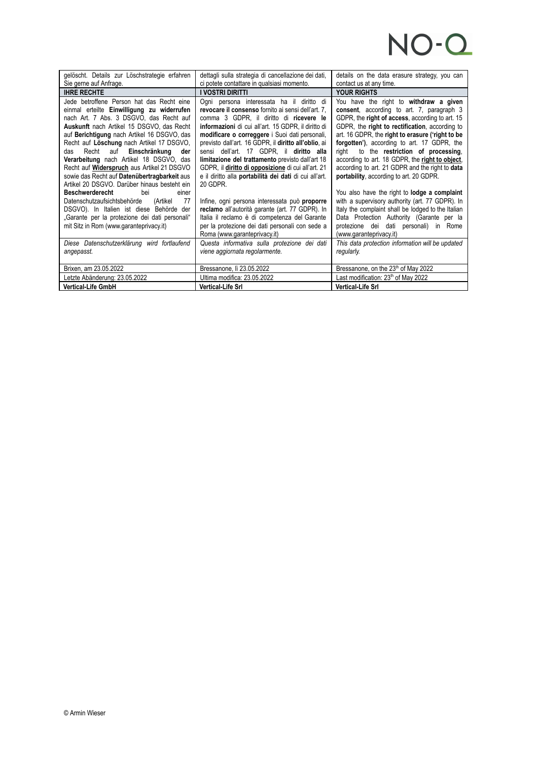| | | |
|---|---|---|
| gelöscht. Details zur Löschstrategie erfahren Sie gerne auf Anfrage. | dettagli sulla strategia di cancellazione dei dati, ci potete contattare in qualsiasi momento. | details on the data erasure strategy, you can contact us at any time. |
| **IHRE RECHTE** | **I VOSTRI DIRITTI** | **YOUR RIGHTS** |
| Jede betroffene Person hat das Recht eine einmal erteilte **Einwilligung zu widerrufen** nach Art. 7 Abs. 3 DSGVO, das Recht auf **Auskunft** nach Artikel 15 DSGVO, das Recht auf **Berichtigung** nach Artikel 16 DSGVO, das Recht auf **Löschung** nach Artikel 17 DSGVO, das Recht auf **Einschränkung der Verarbeitung** nach Artikel 18 DSGVO, das Recht auf **<u>Widerspruch</u>** aus Artikel 21 DSGVO sowie das Recht auf **Datenübertragbarkeit** aus Artikel 20 DSGVO. Darüber hinaus besteht ein **Beschwerderecht** bei einer Datenschutzaufsichtsbehörde (Artikel 77 DSGVO). In Italien ist diese Behörde der „Garante per la protezione dei dati personali" mit Sitz in Rom (www.garanteprivacy.it) | Ogni persona interessata ha il diritto di **revocare il consenso** fornito ai sensi dell'art. 7, comma 3 GDPR, il diritto di **ricevere le informazioni** di cui all'art. 15 GDPR, il diritto di **modificare o correggere** i Suoi dati personali, previsto dall'art. 16 GDPR, il **diritto all'oblio**, ai sensi dell'art. 17 GDPR, il **diritto alla limitazione del trattamento** previsto dall'art 18 GDPR, il **<u>diritto di opposizione</u>** di cui all'art. 21 e il diritto alla **portabilità dei dati** di cui all'art. 20 GDPR.<br><br>Infine, ogni persona interessata può **proporre reclamo** all'autorità garante (art. 77 GDPR). In Italia il reclamo è di competenza del Garante per la protezione dei dati personali con sede a Roma (www.garanteprivacy.it) | You have the right to **withdraw a given consent**, according to art. 7, paragraph 3 GDPR, the **right of access**, according to art. 15 GDPR, the **right to rectification**, according to art. 16 GDPR, the **right to erasure ('right to be forgotten')**, according to art. 17 GDPR, the right to the **restriction of processing**, according to art. 18 GDPR, the **<u>right to object</u>**, according to art. 21 GDPR and the right to **data portability**, according to art. 20 GDPR.<br><br>You also have the right to **lodge a complaint** with a supervisory authority (art. 77 GDPR). In Italy the complaint shall be lodged to the Italian Data Protection Authority (Garante per la protezione dei dati personali) in Rome (www.garanteprivacy.it) |
| *Diese Datenschutzerklärung wird fortlaufend angepasst.* | *Questa informativa sulla protezione dei dati viene aggiornata regolarmente.* | *This data protection information will be updated regularly.* |
| Brixen, am 23.05.2022 | Bressanone, li 23.05.2022 | Bressanone, on the 23th of May 2022 |
| Letzte Abänderung: 23.05.2022 | Ultima modifica: 23.05.2022 | Last modification: 23th of May 2022 |
| **Vertical-Life GmbH** | **Vertical-Life Srl** | **Vertical-Life Srl** |

© Armin Wieser